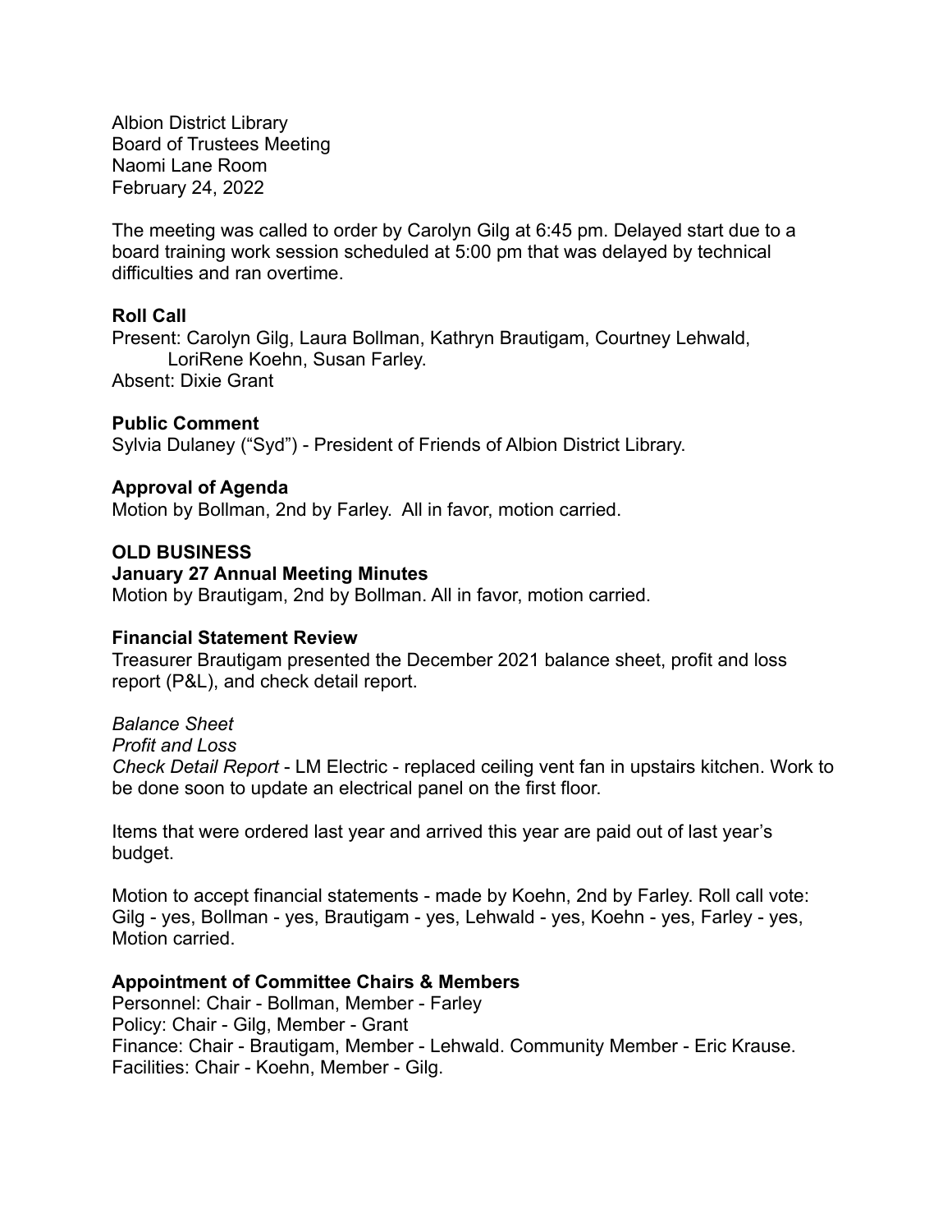Albion District Library
Board of Trustees Meeting
Naomi Lane Room
February 24, 2022

The meeting was called to order by Carolyn Gilg at 6:45 pm. Delayed start due to a board training work session scheduled at 5:00 pm that was delayed by technical difficulties and ran overtime.

**Roll Call**
Present: Carolyn Gilg, Laura Bollman, Kathryn Brautigam, Courtney Lehwald, LoriRene Koehn, Susan Farley.
Absent: Dixie Grant

**Public Comment**
Sylvia Dulaney ("Syd") - President of Friends of Albion District Library.

**Approval of Agenda**
Motion by Bollman, 2nd by Farley. All in favor, motion carried.

**OLD BUSINESS**

**January 27 Annual Meeting Minutes**
Motion by Brautigam, 2nd by Bollman. All in favor, motion carried.

**Financial Statement Review**
Treasurer Brautigam presented the December 2021 balance sheet, profit and loss report (P&L), and check detail report.

*Balance Sheet*
*Profit and Loss*
*Check Detail Report* - LM Electric - replaced ceiling vent fan in upstairs kitchen. Work to be done soon to update an electrical panel on the first floor.

Items that were ordered last year and arrived this year are paid out of last year's budget.

Motion to accept financial statements - made by Koehn, 2nd by Farley. Roll call vote: Gilg - yes, Bollman - yes, Brautigam - yes, Lehwald - yes, Koehn - yes, Farley - yes, Motion carried.

**Appointment of Committee Chairs & Members**
Personnel: Chair - Bollman, Member - Farley
Policy: Chair - Gilg, Member - Grant
Finance: Chair - Brautigam, Member - Lehwald. Community Member - Eric Krause.
Facilities: Chair - Koehn, Member - Gilg.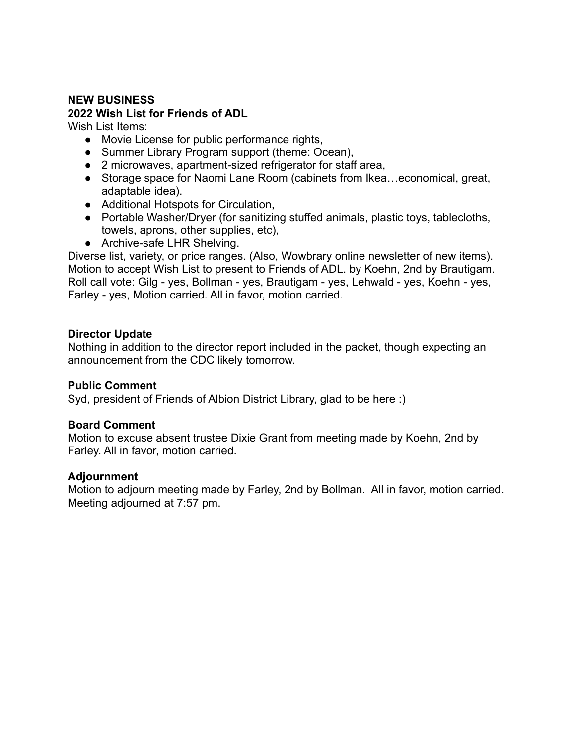**NEW BUSINESS**

**2022 Wish List for Friends of ADL**

Wish List Items:

- Movie License for public performance rights,
- Summer Library Program support (theme: Ocean),
- 2 microwaves, apartment-sized refrigerator for staff area,
- Storage space for Naomi Lane Room (cabinets from Ikea…economical, great, adaptable idea).
- Additional Hotspots for Circulation,
- Portable Washer/Dryer (for sanitizing stuffed animals, plastic toys, tablecloths, towels, aprons, other supplies, etc),
- Archive-safe LHR Shelving.

Diverse list, variety, or price ranges. (Also, Wowbrary online newsletter of new items). Motion to accept Wish List to present to Friends of ADL. by Koehn, 2nd by Brautigam. Roll call vote: Gilg - yes, Bollman - yes, Brautigam - yes, Lehwald - yes, Koehn - yes, Farley - yes, Motion carried. All in favor, motion carried.

**Director Update**

Nothing in addition to the director report included in the packet, though expecting an announcement from the CDC likely tomorrow.

**Public Comment**

Syd, president of Friends of Albion District Library, glad to be here :)

**Board Comment**

Motion to excuse absent trustee Dixie Grant from meeting made by Koehn, 2nd by Farley. All in favor, motion carried.

**Adjournment**

Motion to adjourn meeting made by Farley, 2nd by Bollman. All in favor, motion carried. Meeting adjourned at 7:57 pm.